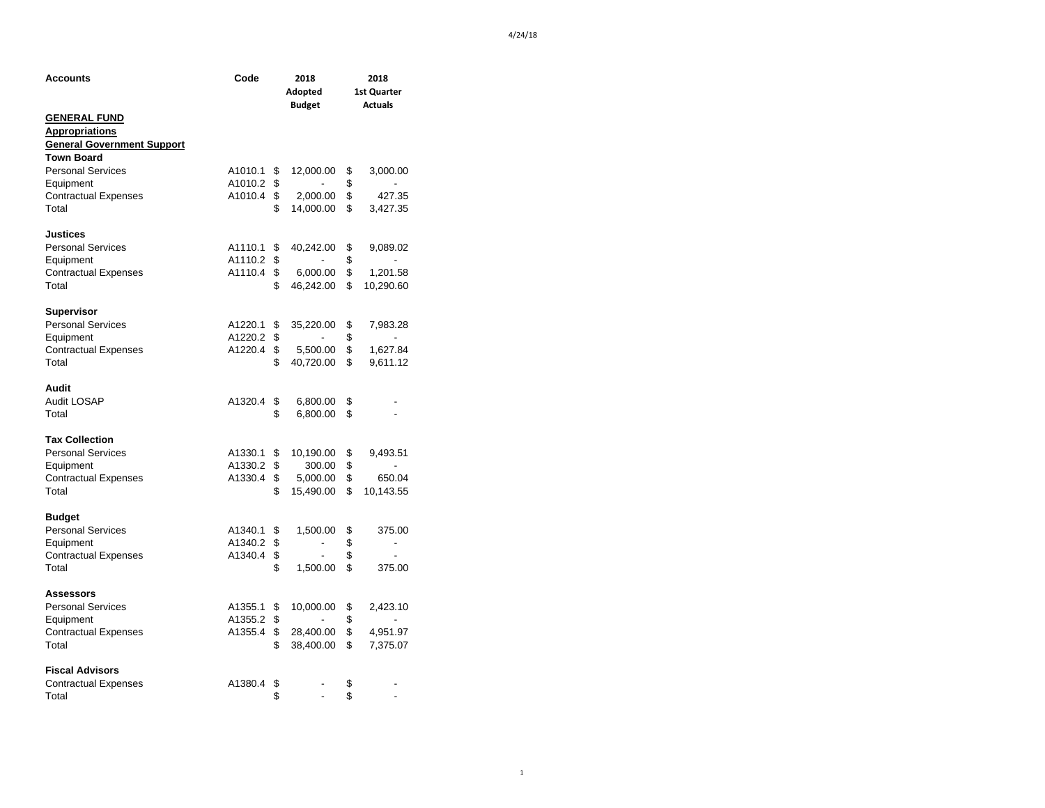| Accounts | Code | 2018 Adopted Budget | 2018 1st Quarter Actuals |
|---|---|---|---|
| **GENERAL FUND** | | | |
| **Appropriations** | | | |
| **General Government Support** | | | |
| **Town Board** | | | |
| Personal Services | A1010.1 | $ 12,000.00 | $ 3,000.00 |
| Equipment | A1010.2 | $ - | $ - |
| Contractual Expenses | A1010.4 | $ 2,000.00 | $ 427.35 |
| Total | | $ 14,000.00 | $ 3,427.35 |
| | | | |
| **Justices** | | | |
| Personal Services | A1110.1 | $ 40,242.00 | $ 9,089.02 |
| Equipment | A1110.2 | $ - | $ - |
| Contractual Expenses | A1110.4 | $ 6,000.00 | $ 1,201.58 |
| Total | | $ 46,242.00 | $ 10,290.60 |
| | | | |
| **Supervisor** | | | |
| Personal Services | A1220.1 | $ 35,220.00 | $ 7,983.28 |
| Equipment | A1220.2 | $ - | $ - |
| Contractual Expenses | A1220.4 | $ 5,500.00 | $ 1,627.84 |
| Total | | $ 40,720.00 | $ 9,611.12 |
| | | | |
| **Audit** | | | |
| Audit LOSAP | A1320.4 | $ 6,800.00 | $ - |
| Total | | $ 6,800.00 | $ - |
| | | | |
| **Tax Collection** | | | |
| Personal Services | A1330.1 | $ 10,190.00 | $ 9,493.51 |
| Equipment | A1330.2 | $ 300.00 | $ - |
| Contractual Expenses | A1330.4 | $ 5,000.00 | $ 650.04 |
| Total | | $ 15,490.00 | $ 10,143.55 |
| | | | |
| **Budget** | | | |
| Personal Services | A1340.1 | $ 1,500.00 | $ 375.00 |
| Equipment | A1340.2 | $ - | $ - |
| Contractual Expenses | A1340.4 | $ - | $ - |
| Total | | $ 1,500.00 | $ 375.00 |
| | | | |
| **Assessors** | | | |
| Personal Services | A1355.1 | $ 10,000.00 | $ 2,423.10 |
| Equipment | A1355.2 | $ - | $ - |
| Contractual Expenses | A1355.4 | $ 28,400.00 | $ 4,951.97 |
| Total | | $ 38,400.00 | $ 7,375.07 |
| | | | |
| **Fiscal Advisors** | | | |
| Contractual Expenses | A1380.4 | $ - | $ - |
| Total | | $ - | $ - |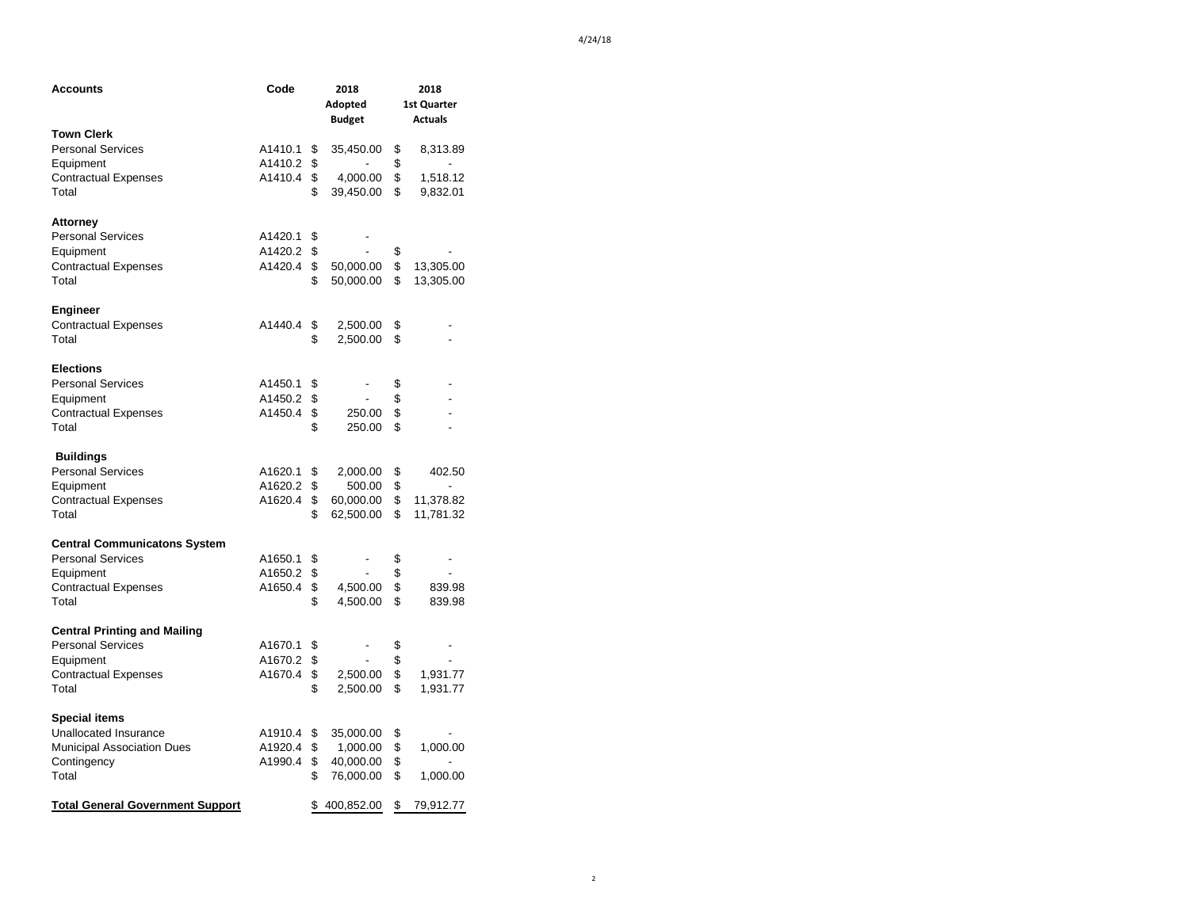| Accounts | Code | 2018 Adopted Budget | 2018 1st Quarter Actuals |
|---|---|---|---|
| **Town Clerk** | | | |
| Personal Services | A1410.1 | $ 35,450.00 | $ 8,313.89 |
| Equipment | A1410.2 | $ - | $ - |
| Contractual Expenses | A1410.4 | $ 4,000.00 | $ 1,518.12 |
| Total | | $ 39,450.00 | $ 9,832.01 |
| | | | |
| **Attorney** | | | |
| Personal Services | A1420.1 | $ - | |
| Equipment | A1420.2 | $ - | $ - |
| Contractual Expenses | A1420.4 | $ 50,000.00 | $ 13,305.00 |
| Total | | $ 50,000.00 | $ 13,305.00 |
| | | | |
| **Engineer** | | | |
| Contractual Expenses | A1440.4 | $ 2,500.00 | $ - |
| Total | | $ 2,500.00 | $ - |
| | | | |
| **Elections** | | | |
| Personal Services | A1450.1 | $ - | $ - |
| Equipment | A1450.2 | $ - | $ - |
| Contractual Expenses | A1450.4 | $ 250.00 | $ - |
| Total | | $ 250.00 | $ - |
| | | | |
| **Buildings** | | | |
| Personal Services | A1620.1 | $ 2,000.00 | $ 402.50 |
| Equipment | A1620.2 | $ 500.00 | $ - |
| Contractual Expenses | A1620.4 | $ 60,000.00 | $ 11,378.82 |
| Total | | $ 62,500.00 | $ 11,781.32 |
| | | | |
| **Central Communicatons System** | | | |
| Personal Services | A1650.1 | $ - | $ - |
| Equipment | A1650.2 | $ - | $ - |
| Contractual Expenses | A1650.4 | $ 4,500.00 | $ 839.98 |
| Total | | $ 4,500.00 | $ 839.98 |
| | | | |
| **Central Printing and Mailing** | | | |
| Personal Services | A1670.1 | $ - | $ - |
| Equipment | A1670.2 | $ - | $ - |
| Contractual Expenses | A1670.4 | $ 2,500.00 | $ 1,931.77 |
| Total | | $ 2,500.00 | $ 1,931.77 |
| | | | |
| **Special items** | | | |
| Unallocated Insurance | A1910.4 | $ 35,000.00 | $ - |
| Municipal Association Dues | A1920.4 | $ 1,000.00 | $ 1,000.00 |
| Contingency | A1990.4 | $ 40,000.00 | $ - |
| Total | | $ 76,000.00 | $ 1,000.00 |
| | | | |
| **Total General Government Support** | | $ 400,852.00 | $ 79,912.77 |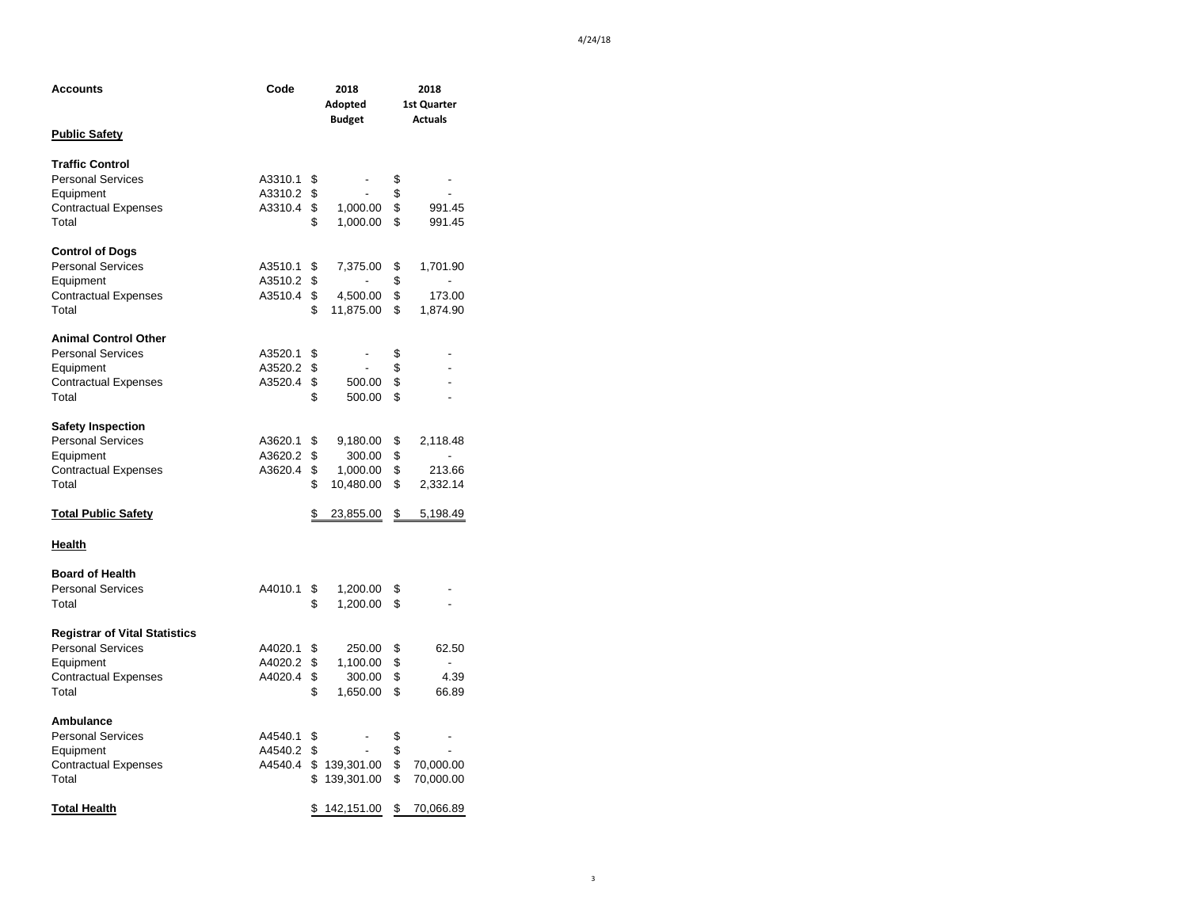| Accounts | Code | 2018 Adopted Budget | 2018 1st Quarter Actuals |
|---|---|---|---|
| **Public Safety** | | | |
| | | | |
| **Traffic Control** | | | |
| Personal Services | A3310.1 | $ - | $ - |
| Equipment | A3310.2 | $ - | $ - |
| Contractual Expenses | A3310.4 | $ 1,000.00 | $ 991.45 |
| Total | | $ 1,000.00 | $ 991.45 |
| | | | |
| **Control of Dogs** | | | |
| Personal Services | A3510.1 | $ 7,375.00 | $ 1,701.90 |
| Equipment | A3510.2 | $ - | $ - |
| Contractual Expenses | A3510.4 | $ 4,500.00 | $ 173.00 |
| Total | | $ 11,875.00 | $ 1,874.90 |
| | | | |
| **Animal Control Other** | | | |
| Personal Services | A3520.1 | $ - | $ - |
| Equipment | A3520.2 | $ - | $ - |
| Contractual Expenses | A3520.4 | $ 500.00 | $ - |
| Total | | $ 500.00 | $ - |
| | | | |
| **Safety Inspection** | | | |
| Personal Services | A3620.1 | $ 9,180.00 | $ 2,118.48 |
| Equipment | A3620.2 | $ 300.00 | $ - |
| Contractual Expenses | A3620.4 | $ 1,000.00 | $ 213.66 |
| Total | | $ 10,480.00 | $ 2,332.14 |
| | | | |
| **Total Public Safety** | | $ 23,855.00 | $ 5,198.49 |
| | | | |
| **Health** | | | |
| | | | |
| **Board of Health** | | | |
| Personal Services | A4010.1 | $ 1,200.00 | $ - |
| Total | | $ 1,200.00 | $ - |
| | | | |
| **Registrar of Vital Statistics** | | | |
| Personal Services | A4020.1 | $ 250.00 | $ 62.50 |
| Equipment | A4020.2 | $ 1,100.00 | $ - |
| Contractual Expenses | A4020.4 | $ 300.00 | $ 4.39 |
| Total | | $ 1,650.00 | $ 66.89 |
| | | | |
| **Ambulance** | | | |
| Personal Services | A4540.1 | $ - | $ - |
| Equipment | A4540.2 | $ - | $ - |
| Contractual Expenses | A4540.4 | $ 139,301.00 | $ 70,000.00 |
| Total | | $ 139,301.00 | $ 70,000.00 |
| | | | |
| **Total Health** | | $ 142,151.00 | $ 70,066.89 |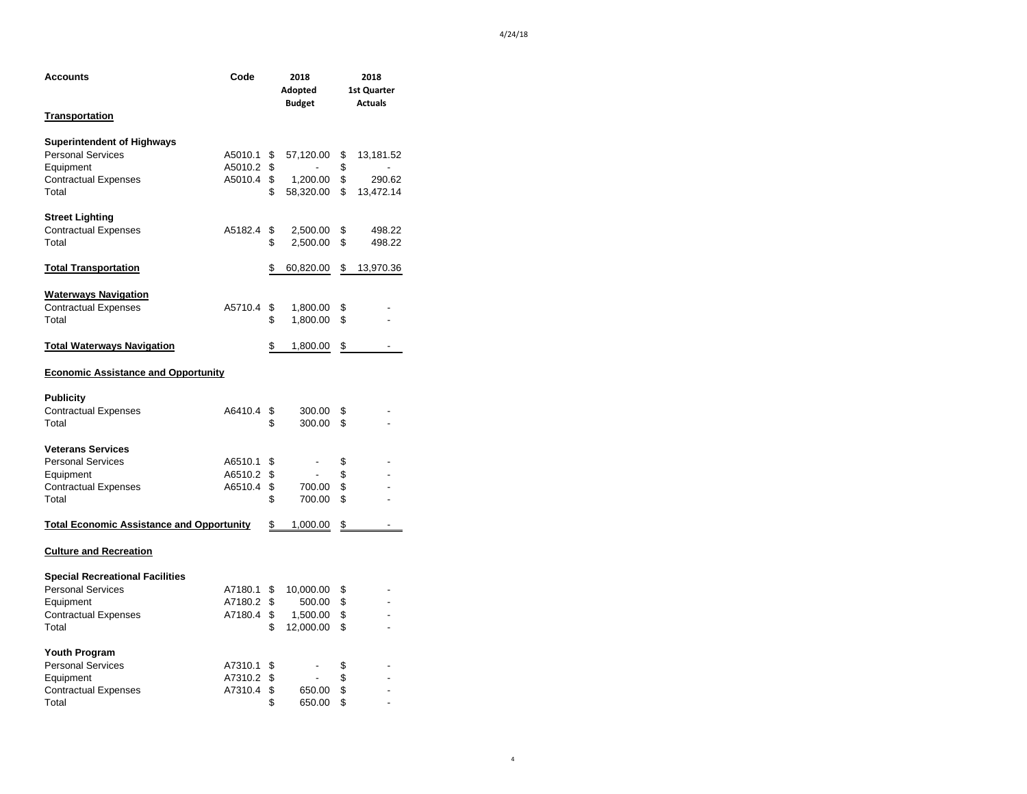| Accounts | Code | 2018 Adopted Budget | 2018 1st Quarter Actuals |
|---|---|---|---|
| **Transportation** | | | |
| | | | |
| **Superintendent of Highways** | | | |
| Personal Services | A5010.1 | $ 57,120.00 | $ 13,181.52 |
| Equipment | A5010.2 | $ - | $ - |
| Contractual Expenses | A5010.4 | $ 1,200.00 | $ 290.62 |
| Total | | $ 58,320.00 | $ 13,472.14 |
| | | | |
| **Street Lighting** | | | |
| Contractual Expenses | A5182.4 | $ 2,500.00 | $ 498.22 |
| Total | | $ 2,500.00 | $ 498.22 |
| | | | |
| **Total Transportation** | | $ 60,820.00 | $ 13,970.36 |
| | | | |
| **Waterways Navigation** | | | |
| Contractual Expenses | A5710.4 | $ 1,800.00 | $ - |
| Total | | $ 1,800.00 | $ - |
| | | | |
| **Total Waterways Navigation** | | $ 1,800.00 | $ - |
| | | | |
| **Economic Assistance and Opportunity** | | | |
| | | | |
| **Publicity** | | | |
| Contractual Expenses | A6410.4 | $ 300.00 | $ - |
| Total | | $ 300.00 | $ - |
| | | | |
| **Veterans Services** | | | |
| Personal Services | A6510.1 | $ - | $ - |
| Equipment | A6510.2 | $ - | $ - |
| Contractual Expenses | A6510.4 | $ 700.00 | $ - |
| Total | | $ 700.00 | $ - |
| | | | |
| **Total Economic Assistance and Opportunity** | | $ 1,000.00 | $ - |
| | | | |
| **Culture and Recreation** | | | |
| | | | |
| **Special Recreational Facilities** | | | |
| Personal Services | A7180.1 | $ 10,000.00 | $ - |
| Equipment | A7180.2 | $ 500.00 | $ - |
| Contractual Expenses | A7180.4 | $ 1,500.00 | $ - |
| Total | | $ 12,000.00 | $ - |
| | | | |
| **Youth Program** | | | |
| Personal Services | A7310.1 | $ - | $ - |
| Equipment | A7310.2 | $ - | $ - |
| Contractual Expenses | A7310.4 | $ 650.00 | $ - |
| Total | | $ 650.00 | $ - |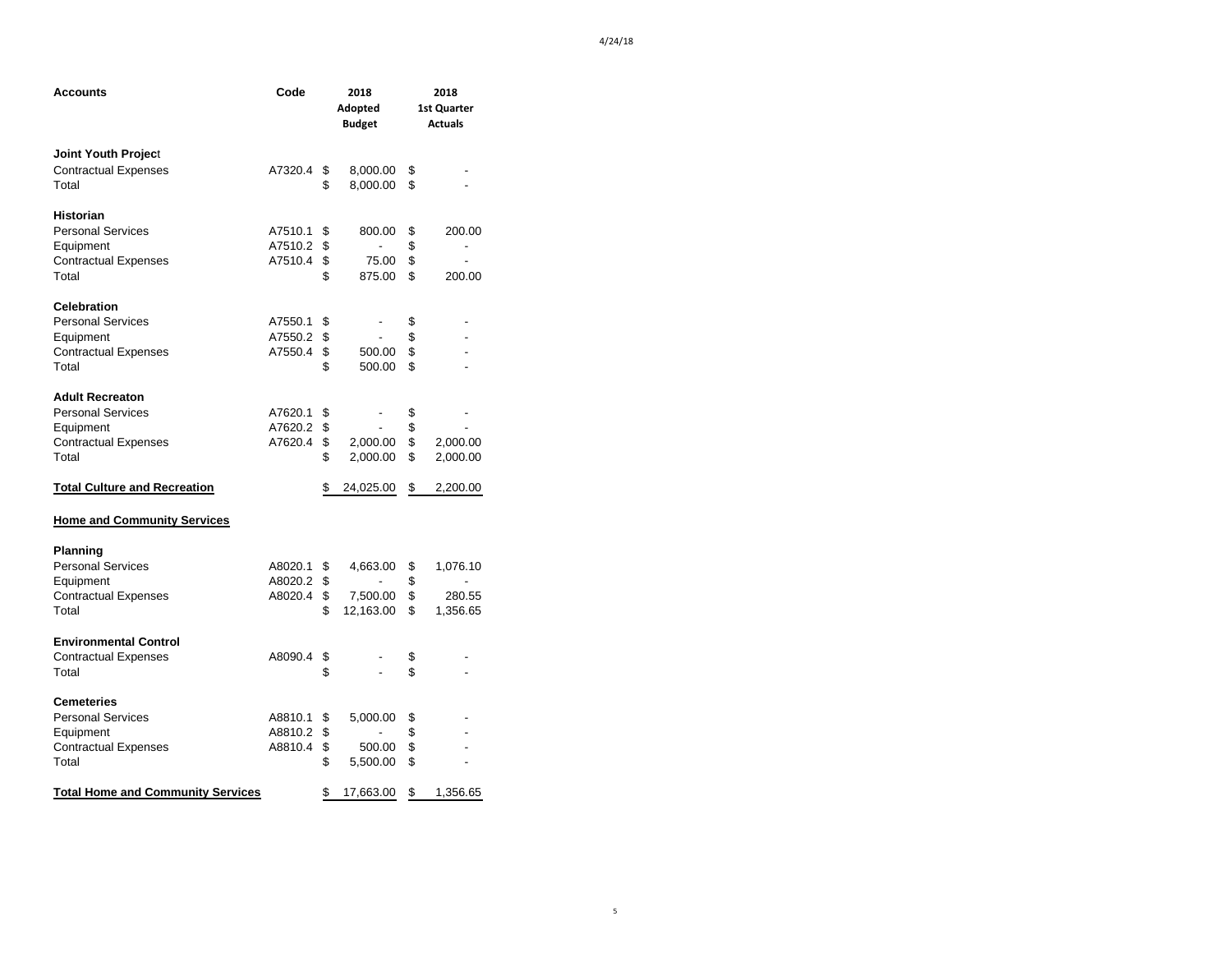| Accounts | Code | 2018 Adopted Budget | 2018 1st Quarter Actuals |
|---|---|---|---|
| **Joint Youth Project** | | | |
| Contractual Expenses | A7320.4 | $ 8,000.00 | $ - |
| Total | | $ 8,000.00 | $ - |
| **Historian** | | | |
| Personal Services | A7510.1 | $ 800.00 | $ 200.00 |
| Equipment | A7510.2 | $ - | $ - |
| Contractual Expenses | A7510.4 | $ 75.00 | $ - |
| Total | | $ 875.00 | $ 200.00 |
| **Celebration** | | | |
| Personal Services | A7550.1 | $ - | $ - |
| Equipment | A7550.2 | $ - | $ - |
| Contractual Expenses | A7550.4 | $ 500.00 | $ - |
| Total | | $ 500.00 | $ - |
| **Adult Recreaton** | | | |
| Personal Services | A7620.1 | $ - | $ - |
| Equipment | A7620.2 | $ - | $ - |
| Contractual Expenses | A7620.4 | $ 2,000.00 | $ 2,000.00 |
| Total | | $ 2,000.00 | $ 2,000.00 |
| **Total Culture and Recreation** | | $ 24,025.00 | $ 2,200.00 |
| **Home and Community Services** | | | |
| **Planning** | | | |
| Personal Services | A8020.1 | $ 4,663.00 | $ 1,076.10 |
| Equipment | A8020.2 | $ - | $ - |
| Contractual Expenses | A8020.4 | $ 7,500.00 | $ 280.55 |
| Total | | $ 12,163.00 | $ 1,356.65 |
| **Environmental Control** | | | |
| Contractual Expenses | A8090.4 | $ - | $ - |
| Total | | $ - | $ - |
| **Cemeteries** | | | |
| Personal Services | A8810.1 | $ 5,000.00 | $ - |
| Equipment | A8810.2 | $ - | $ - |
| Contractual Expenses | A8810.4 | $ 500.00 | $ - |
| Total | | $ 5,500.00 | $ - |
| **Total Home and Community Services** | | $ 17,663.00 | $ 1,356.65 |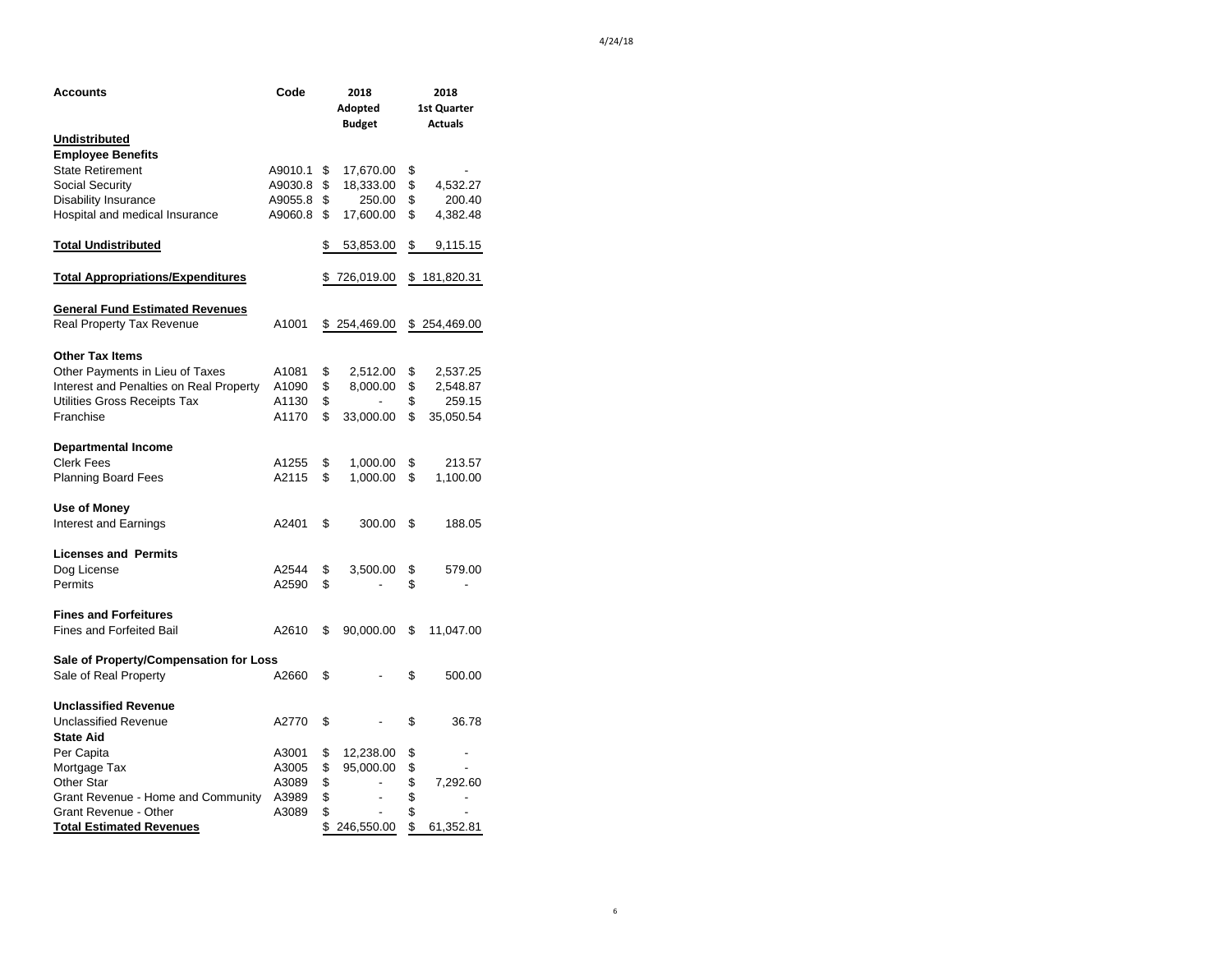| Accounts | Code | 2018 Adopted Budget | 2018 1st Quarter Actuals |
|---|---|---|---|
| **Undistributed** | | | |
| **Employee Benefits** | | | |
| State Retirement | A9010.1 | $ 17,670.00 | $ - |
| Social Security | A9030.8 | $ 18,333.00 | $ 4,532.27 |
| Disability Insurance | A9055.8 | $ 250.00 | $ 200.40 |
| Hospital and medical Insurance | A9060.8 | $ 17,600.00 | $ 4,382.48 |
| **Total Undistributed** | | $ 53,853.00 | $ 9,115.15 |
| **Total Appropriations/Expenditures** | | $ 726,019.00 | $ 181,820.31 |
| **General Fund Estimated Revenues** | | | |
| Real Property Tax Revenue | A1001 | $ 254,469.00 | $ 254,469.00 |
| **Other Tax Items** | | | |
| Other Payments in Lieu of Taxes | A1081 | $ 2,512.00 | $ 2,537.25 |
| Interest and Penalties on Real Property | A1090 | $ 8,000.00 | $ 2,548.87 |
| Utilities Gross Receipts Tax | A1130 | $ - | $ 259.15 |
| Franchise | A1170 | $ 33,000.00 | $ 35,050.54 |
| **Departmental Income** | | | |
| Clerk Fees | A1255 | $ 1,000.00 | $ 213.57 |
| Planning Board Fees | A2115 | $ 1,000.00 | $ 1,100.00 |
| **Use of Money** | | | |
| Interest and Earnings | A2401 | $ 300.00 | $ 188.05 |
| **Licenses and Permits** | | | |
| Dog License | A2544 | $ 3,500.00 | $ 579.00 |
| Permits | A2590 | $ - | $ - |
| **Fines and Forfeitures** | | | |
| Fines and Forfeited Bail | A2610 | $ 90,000.00 | $ 11,047.00 |
| **Sale of Property/Compensation for Loss** | | | |
| Sale of Real Property | A2660 | $ - | $ 500.00 |
| **Unclassified Revenue** | | | |
| Unclassified Revenue | A2770 | $ - | $ 36.78 |
| **State Aid** | | | |
| Per Capita | A3001 | $ 12,238.00 | $ - |
| Mortgage Tax | A3005 | $ 95,000.00 | $ - |
| Other Star | A3089 | $ - | $ 7,292.60 |
| Grant Revenue - Home and Community | A3989 | $ - | $ - |
| Grant Revenue - Other | A3089 | $ - | $ - |
| **Total Estimated Revenues** | | $ 246,550.00 | $ 61,352.81 |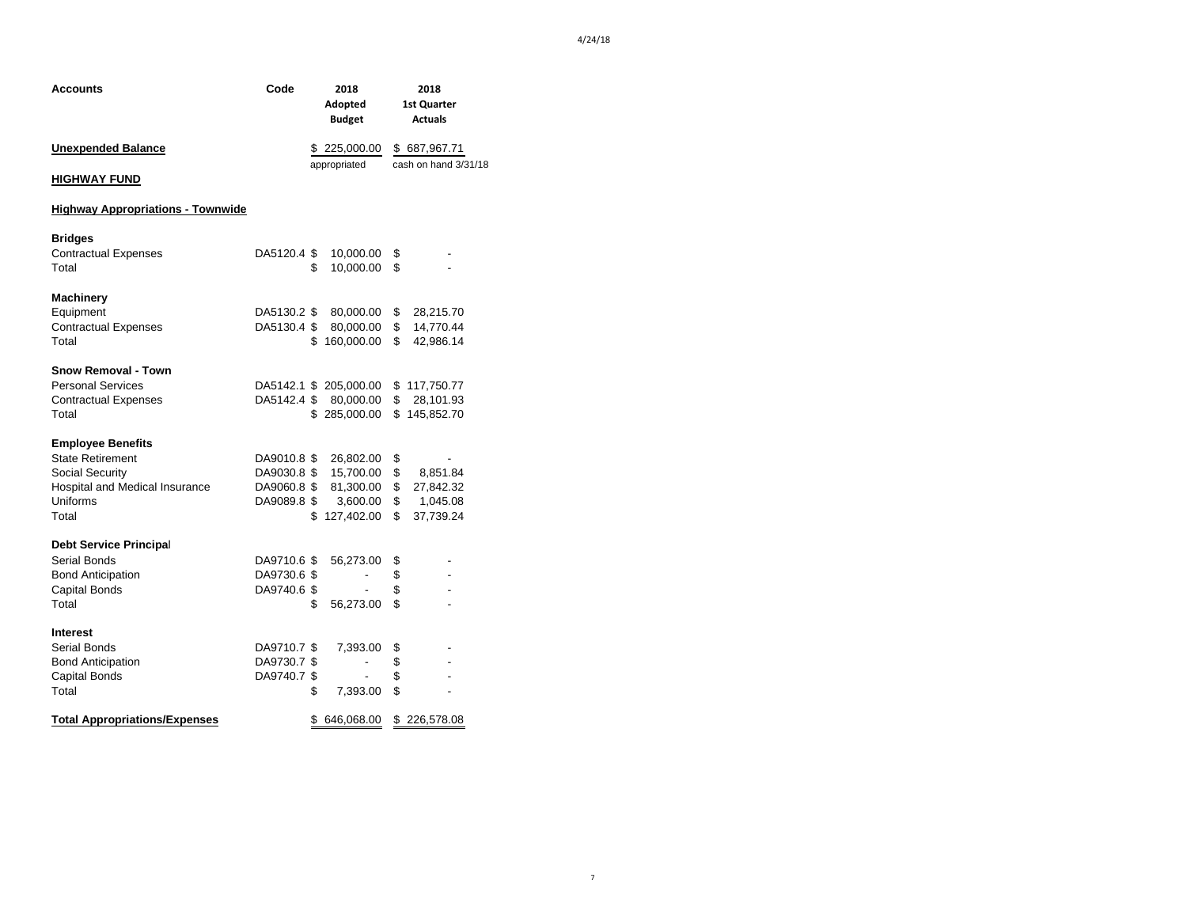| Accounts | Code | 2018 Adopted Budget | 2018 1st Quarter Actuals |
|---|---|---|---|
| **Unexpended Balance** | | $ 225,000.00 | $ 687,967.71 |
| | | appropriated | cash on hand 3/31/18 |
| **HIGHWAY FUND** | | | |
| **Highway Appropriations - Townwide** | | | |
| **Bridges** | | | |
| Contractual Expenses | DA5120.4 | $ 10,000.00 | $ - |
| Total | | $ 10,000.00 | $ - |
| **Machinery** | | | |
| Equipment | DA5130.2 | $ 80,000.00 | $ 28,215.70 |
| Contractual Expenses | DA5130.4 | $ 80,000.00 | $ 14,770.44 |
| Total | | $ 160,000.00 | $ 42,986.14 |
| **Snow Removal - Town** | | | |
| Personal Services | DA5142.1 | $ 205,000.00 | $ 117,750.77 |
| Contractual Expenses | DA5142.4 | $ 80,000.00 | $ 28,101.93 |
| Total | | $ 285,000.00 | $ 145,852.70 |
| **Employee Benefits** | | | |
| State Retirement | DA9010.8 | $ 26,802.00 | $ - |
| Social Security | DA9030.8 | $ 15,700.00 | $ 8,851.84 |
| Hospital and Medical Insurance | DA9060.8 | $ 81,300.00 | $ 27,842.32 |
| Uniforms | DA9089.8 | $ 3,600.00 | $ 1,045.08 |
| Total | | $ 127,402.00 | $ 37,739.24 |
| **Debt Service Principal** | | | |
| Serial Bonds | DA9710.6 | $ 56,273.00 | $ - |
| Bond Anticipation | DA9730.6 | $ - | $ - |
| Capital Bonds | DA9740.6 | $ - | $ - |
| Total | | $ 56,273.00 | $ - |
| **Interest** | | | |
| Serial Bonds | DA9710.7 | $ 7,393.00 | $ - |
| Bond Anticipation | DA9730.7 | $ - | $ - |
| Capital Bonds | DA9740.7 | $ - | $ - |
| Total | | $ 7,393.00 | $ - |
| **Total Appropriations/Expenses** | | $ 646,068.00 | $ 226,578.08 |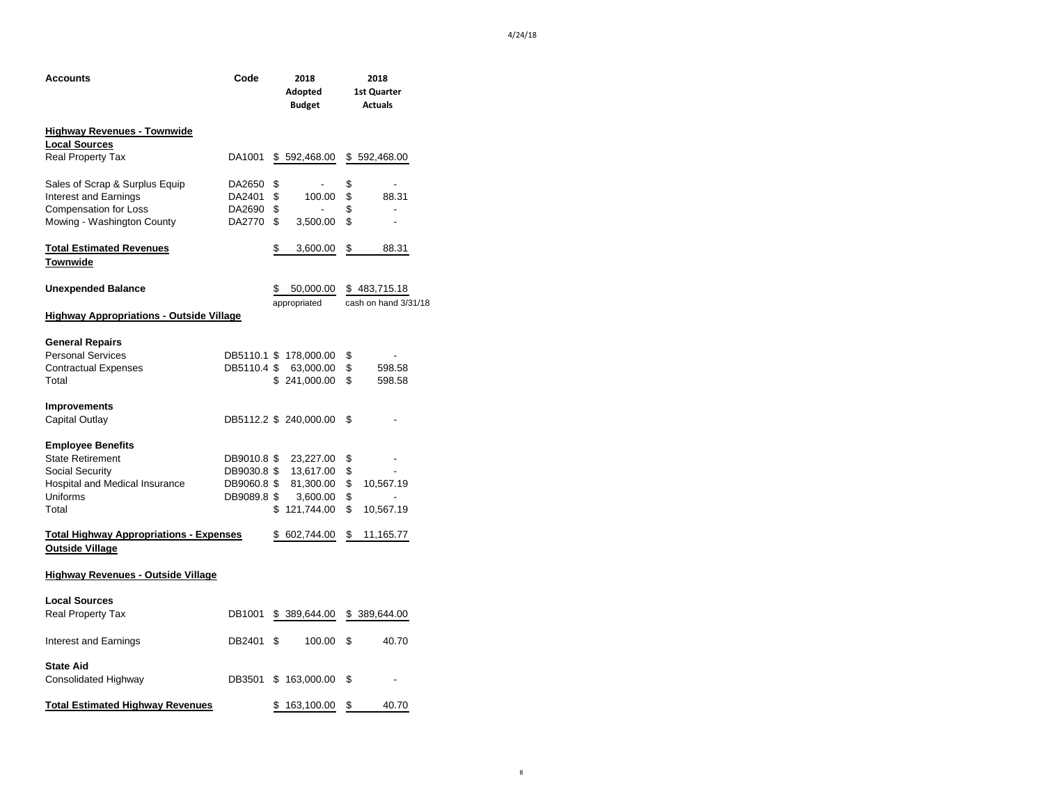| Accounts | Code | 2018 Adopted Budget | 2018 1st Quarter Actuals |
|---|---|---|---|
| **Highway Revenues - Townwide** | | | |
| **Local Sources** | | | |
| Real Property Tax | DA1001 | $ 592,468.00 | $ 592,468.00 |
| | | | |
| Sales of Scrap & Surplus Equip | DA2650 | $ - | $ - |
| Interest and Earnings | DA2401 | $ 100.00 | $ 88.31 |
| Compensation for Loss | DA2690 | $ - | $ - |
| Mowing - Washington County | DA2770 | $ 3,500.00 | $ - |
| | | | |
| **Total Estimated Revenues Townwide** | | $ 3,600.00 | $ 88.31 |
| | | | |
| **Unexpended Balance** | | $ 50,000.00 appropriated | $ 483,715.18 cash on hand 3/31/18 |
| **Highway Appropriations - Outside Village** | | | |
| | | | |
| **General Repairs** | | | |
| Personal Services | DB5110.1 | $ 178,000.00 | $ - |
| Contractual Expenses | DB5110.4 | $ 63,000.00 | $ 598.58 |
| Total | | $ 241,000.00 | $ 598.58 |
| | | | |
| **Improvements** | | | |
| Capital Outlay | DB5112.2 | $ 240,000.00 | $ - |
| | | | |
| **Employee Benefits** | | | |
| State Retirement | DB9010.8 | $ 23,227.00 | $ - |
| Social Security | DB9030.8 | $ 13,617.00 | $ - |
| Hospital and Medical Insurance | DB9060.8 | $ 81,300.00 | $ 10,567.19 |
| Uniforms | DB9089.8 | $ 3,600.00 | $ - |
| Total | | $ 121,744.00 | $ 10,567.19 |
| | | | |
| **Total Highway Appropriations - Expenses Outside Village** | | $ 602,744.00 | $ 11,165.77 |
| | | | |
| **Highway Revenues - Outside Village** | | | |
| | | | |
| **Local Sources** | | | |
| Real Property Tax | DB1001 | $ 389,644.00 | $ 389,644.00 |
| | | | |
| Interest and Earnings | DB2401 | $ 100.00 | $ 40.70 |
| | | | |
| **State Aid** | | | |
| Consolidated Highway | DB3501 | $ 163,000.00 | $ - |
| | | | |
| **Total Estimated Highway Revenues** | | $ 163,100.00 | $ 40.70 |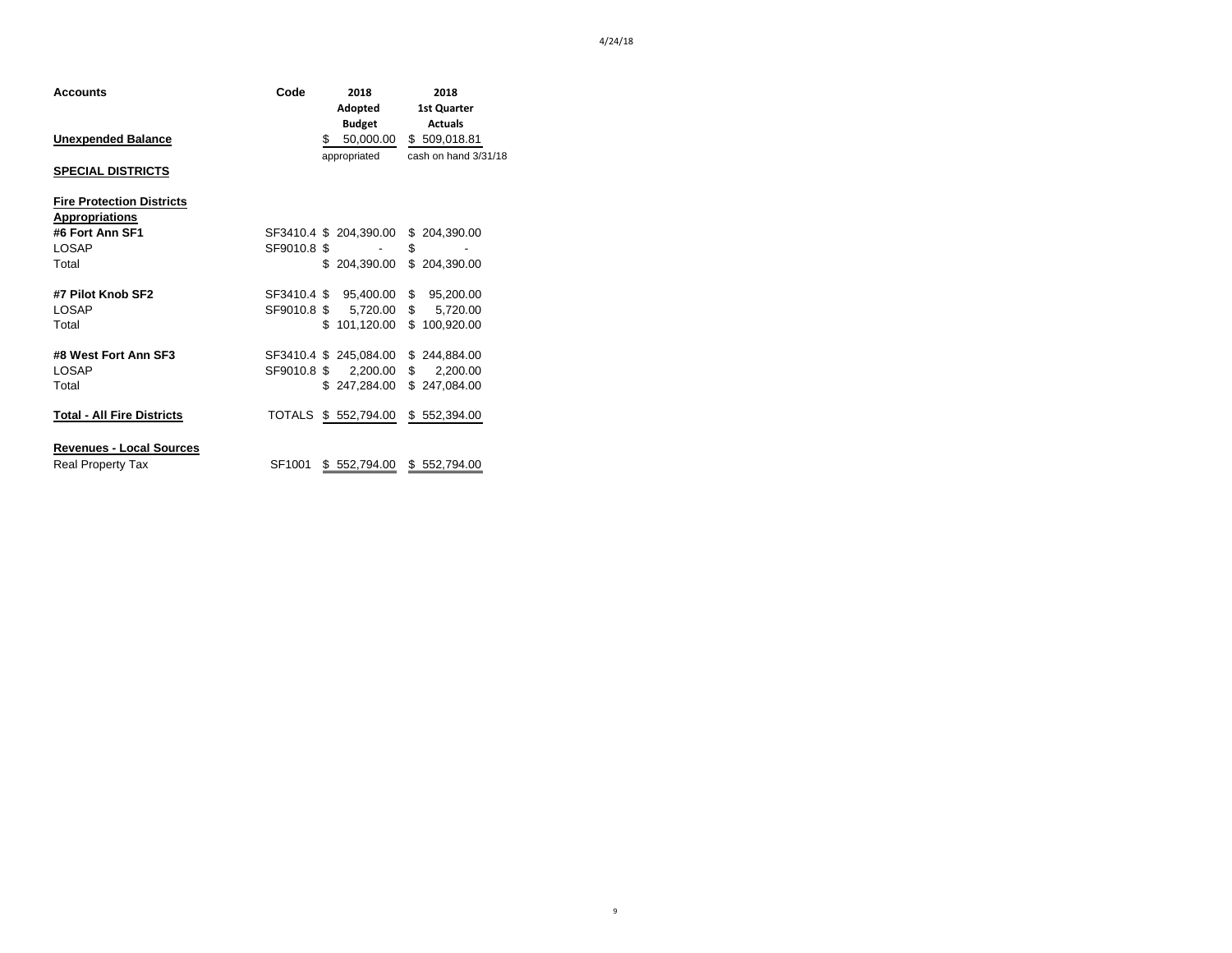| Accounts | Code | 2018 Adopted Budget | 2018 1st Quarter Actuals |
|---|---|---|---|
| **Unexpended Balance** | | $ 50,000.00 | $ 509,018.81 |
| | | appropriated | cash on hand 3/31/18 |
| **SPECIAL DISTRICTS** | | | |
| | | | |
| **Fire Protection Districts** | | | |
| **Appropriations** | | | |
| **#6 Fort Ann SF1** | SF3410.4 | $ 204,390.00 | $ 204,390.00 |
| LOSAP | SF9010.8 | $ - | $ - |
| Total | | $ 204,390.00 | $ 204,390.00 |
| | | | |
| **#7 Pilot Knob SF2** | SF3410.4 | $ 95,400.00 | $ 95,200.00 |
| LOSAP | SF9010.8 | $ 5,720.00 | $ 5,720.00 |
| Total | | $ 101,120.00 | $ 100,920.00 |
| | | | |
| **#8 West Fort Ann SF3** | SF3410.4 | $ 245,084.00 | $ 244,884.00 |
| LOSAP | SF9010.8 | $ 2,200.00 | $ 2,200.00 |
| Total | | $ 247,284.00 | $ 247,084.00 |
| | | | |
| **Total - All Fire Districts** | TOTALS | $ 552,794.00 | $ 552,394.00 |
| | | | |
| **Revenues - Local Sources** | | | |
| Real Property Tax | SF1001 | $ 552,794.00 | $ 552,794.00 |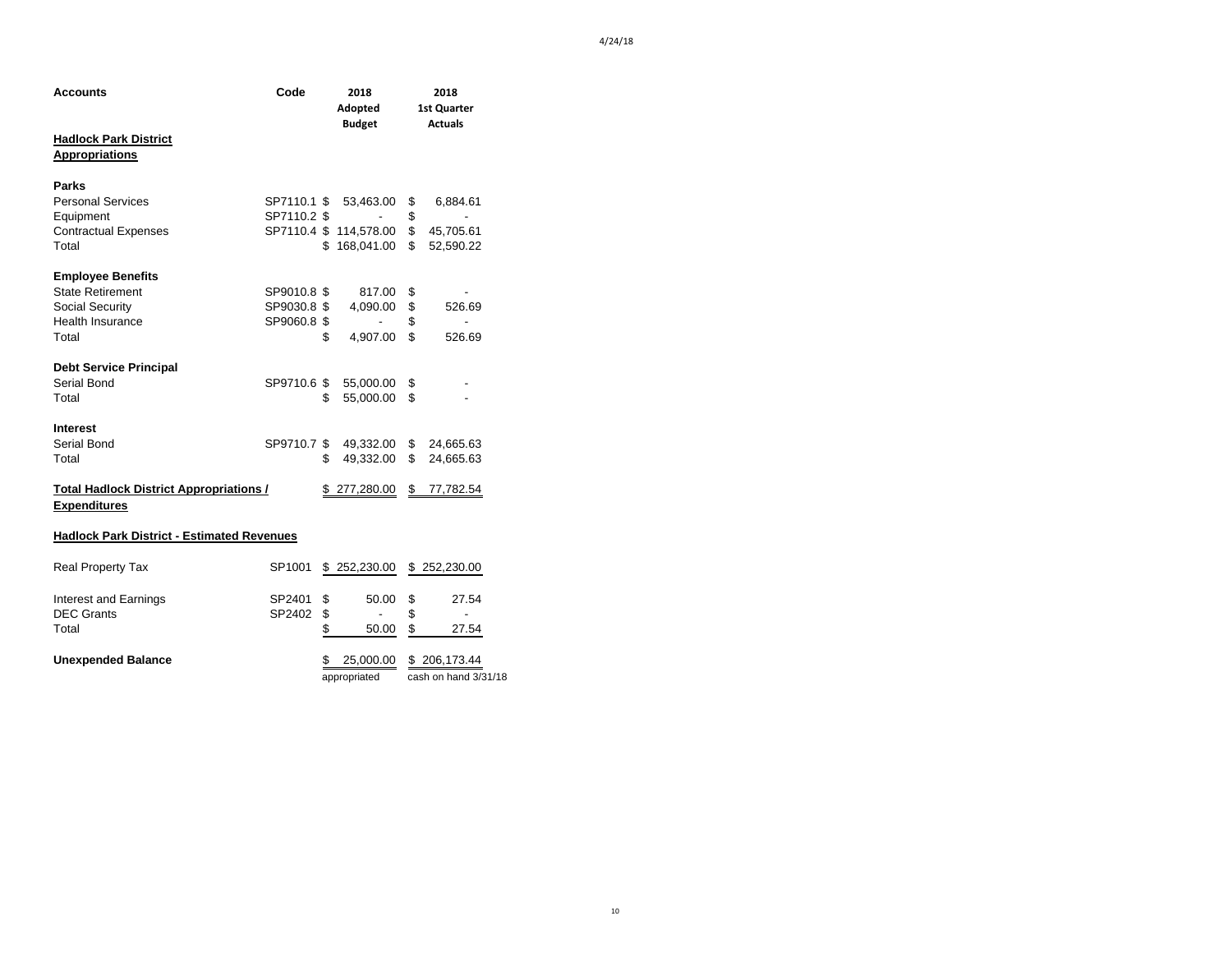| Accounts | Code | 2018 Adopted Budget | 2018 1st Quarter Actuals |
|---|---|---|---|
| **Hadlock Park District Appropriations** | | | |
| | | | |
| **Parks** | | | |
| Personal Services | SP7110.1 | $ 53,463.00 | $ 6,884.61 |
| Equipment | SP7110.2 | $ - | $ - |
| Contractual Expenses | SP7110.4 | $ 114,578.00 | $ 45,705.61 |
| Total | | $ 168,041.00 | $ 52,590.22 |
| | | | |
| **Employee Benefits** | | | |
| State Retirement | SP9010.8 | $ 817.00 | $ - |
| Social Security | SP9030.8 | $ 4,090.00 | $ 526.69 |
| Health Insurance | SP9060.8 | $ - | $ - |
| Total | | $ 4,907.00 | $ 526.69 |
| | | | |
| **Debt Service Principal** | | | |
| Serial Bond | SP9710.6 | $ 55,000.00 | $ - |
| Total | | $ 55,000.00 | $ - |
| | | | |
| **Interest** | | | |
| Serial Bond | SP9710.7 | $ 49,332.00 | $ 24,665.63 |
| Total | | $ 49,332.00 | $ 24,665.63 |
| | | | |
| **Total Hadlock District Appropriations / Expenditures** | | $ 277,280.00 | $ 77,782.54 |
| | | | |
| **Hadlock Park District - Estimated Revenues** | | | |
| | | | |
| Real Property Tax | SP1001 | $ 252,230.00 | $ 252,230.00 |
| | | | |
| Interest and Earnings | SP2401 | $ 50.00 | $ 27.54 |
| DEC Grants | SP2402 | $ - | $ - |
| Total | | $ 50.00 | $ 27.54 |
| | | | |
| **Unexpended Balance** | | $ 25,000.00 | $ 206,173.44 |
| | | appropriated | cash on hand 3/31/18 |